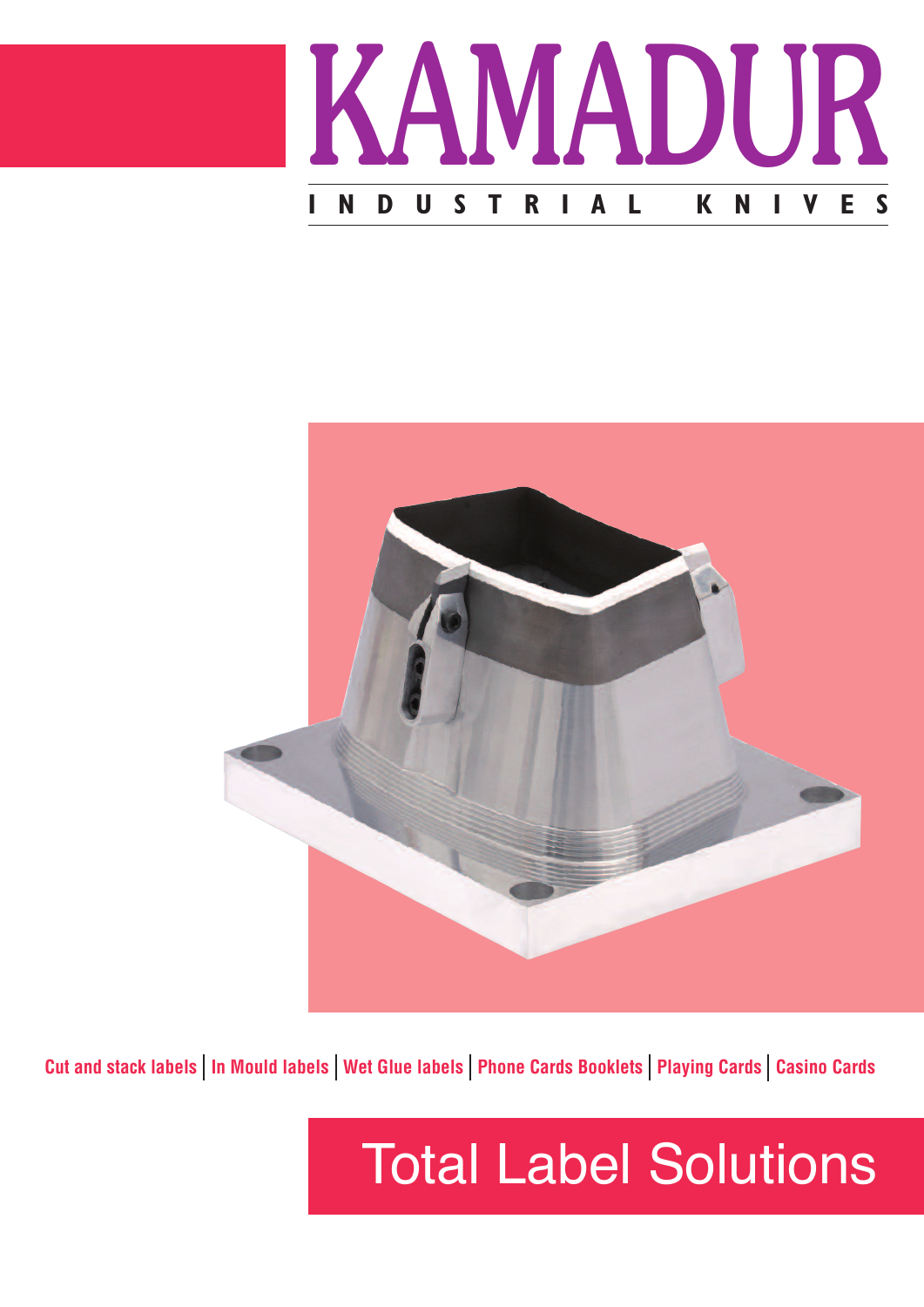# KAMADUR

## INDUSTRIAL KNIVES

Cut and stack labels | In Mould labels | Wet Glue labels | Phone Cards Booklets | Playing Cards | Casino Cards

## Total Label Solutions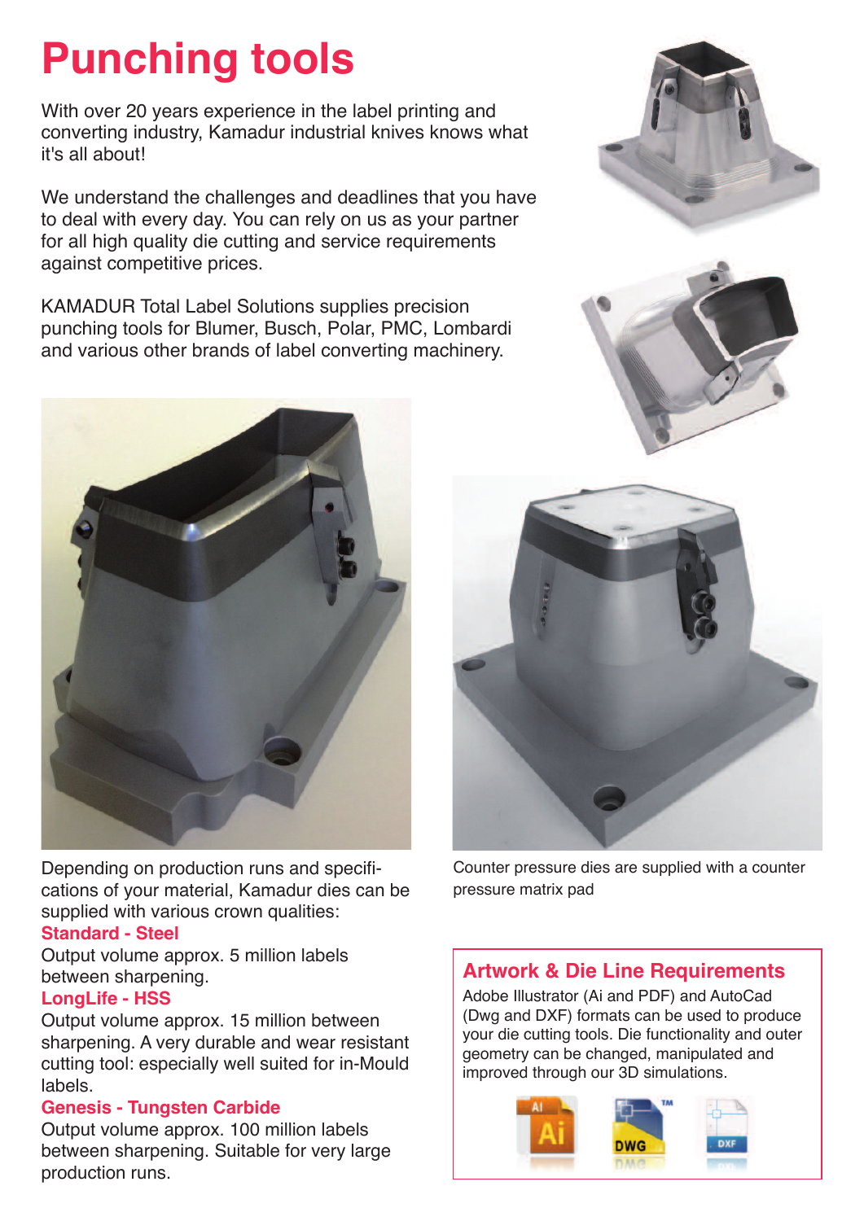# Punching tools

With over 20 years experience in the label printing and converting industry, Kamadur industrial knives knows what it's all about!

We understand the challenges and deadlines that you have to deal with every day. You can rely on us as your partner for all high quality die cutting and service requirements against competitive prices.

KAMADUR Total Label Solutions supplies precision punching tools for Blumer, Busch, Polar, PMC, Lombardi and various other brands of label converting machinery.

Depending on production runs and specifications of your material, Kamadur dies can be supplied with various crown qualities:

**Standard - Steel**
Output volume approx. 5 million labels between sharpening.

**LongLife - HSS**
Output volume approx. 15 million between sharpening. A very durable and wear resistant cutting tool: especially well suited for in-Mould labels.

**Genesis - Tungsten Carbide**
Output volume approx. 100 million labels between sharpening. Suitable for very large production runs.

Counter pressure dies are supplied with a counter pressure matrix pad

## Artwork & Die Line Requirements

Adobe Illustrator (Ai and PDF) and AutoCad (Dwg and DXF) formats can be used to produce your die cutting tools. Die functionality and outer geometry can be changed, manipulated and improved through our 3D simulations.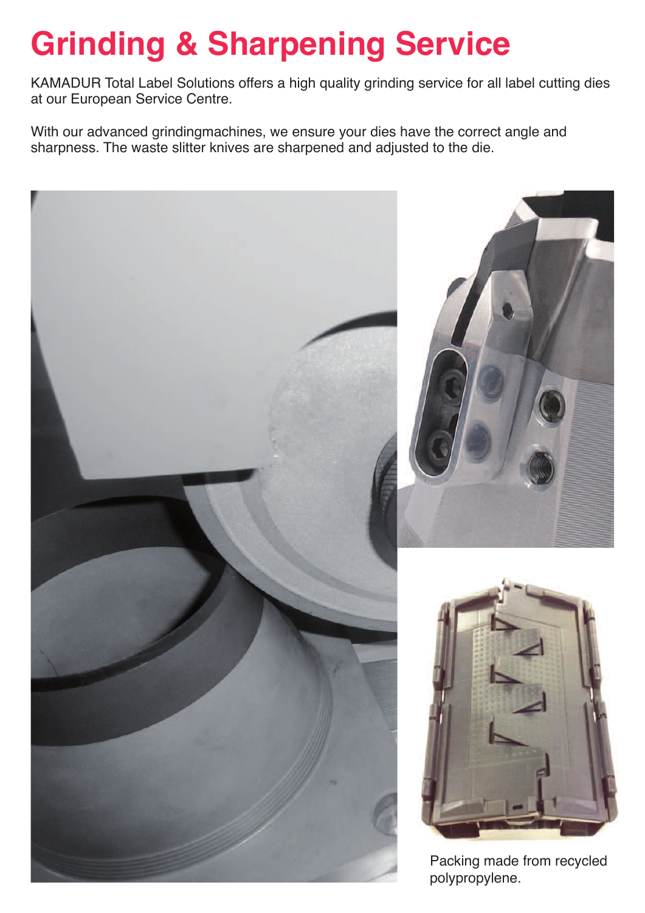# Grinding & Sharpening Service

KAMADUR Total Label Solutions offers a high quality grinding service for all label cutting dies at our European Service Centre.

With our advanced grindingmachines, we ensure your dies have the correct angle and sharpness. The waste slitter knives are sharpened and adjusted to the die.

Packing made from recycled polypropylene.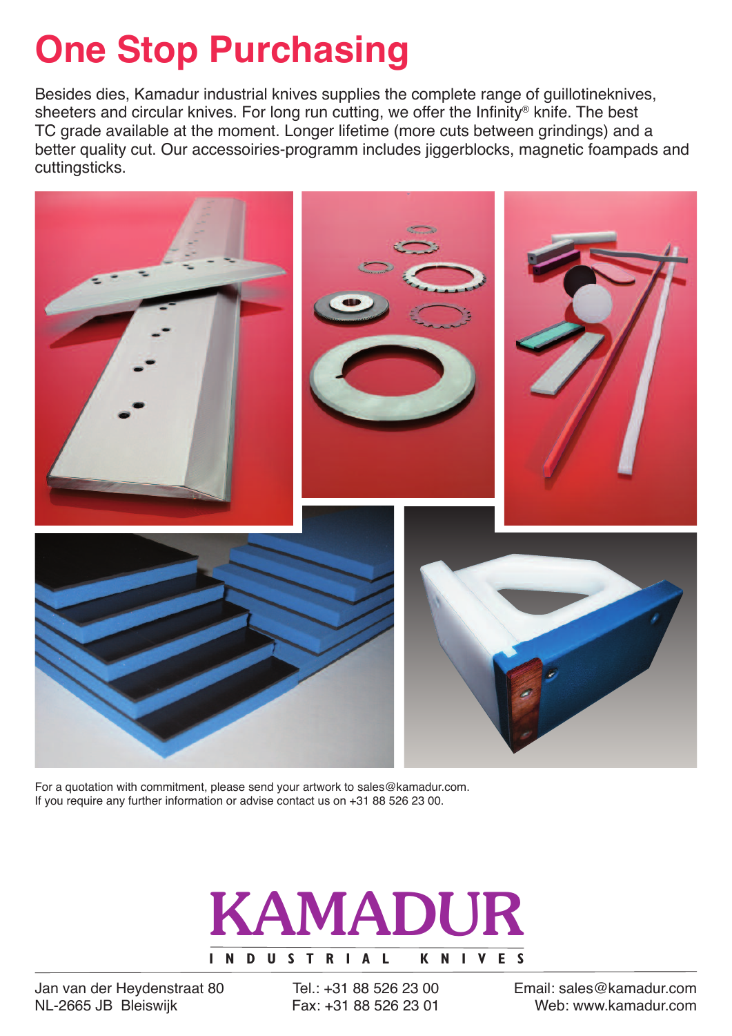# One Stop Purchasing

Besides dies, Kamadur industrial knives supplies the complete range of guillotineknives, sheeters and circular knives. For long run cutting, we offer the Infinity® knife. The best TC grade available at the moment. Longer lifetime (more cuts between grindings) and a better quality cut. Our accessoiries-programm includes jiggerblocks, magnetic foampads and cuttingsticks.

For a quotation with commitment, please send your artwork to sales@kamadur.com.
If you require any further information or advise contact us on +31 88 526 23 00.

KAMADUR
INDUSTRIAL KNIVES

Jan van der Heydenstraat 80
NL-2665 JB Bleiswijk

Tel.: +31 88 526 23 00
Fax: +31 88 526 23 01

Email: sales@kamadur.com
Web: www.kamadur.com